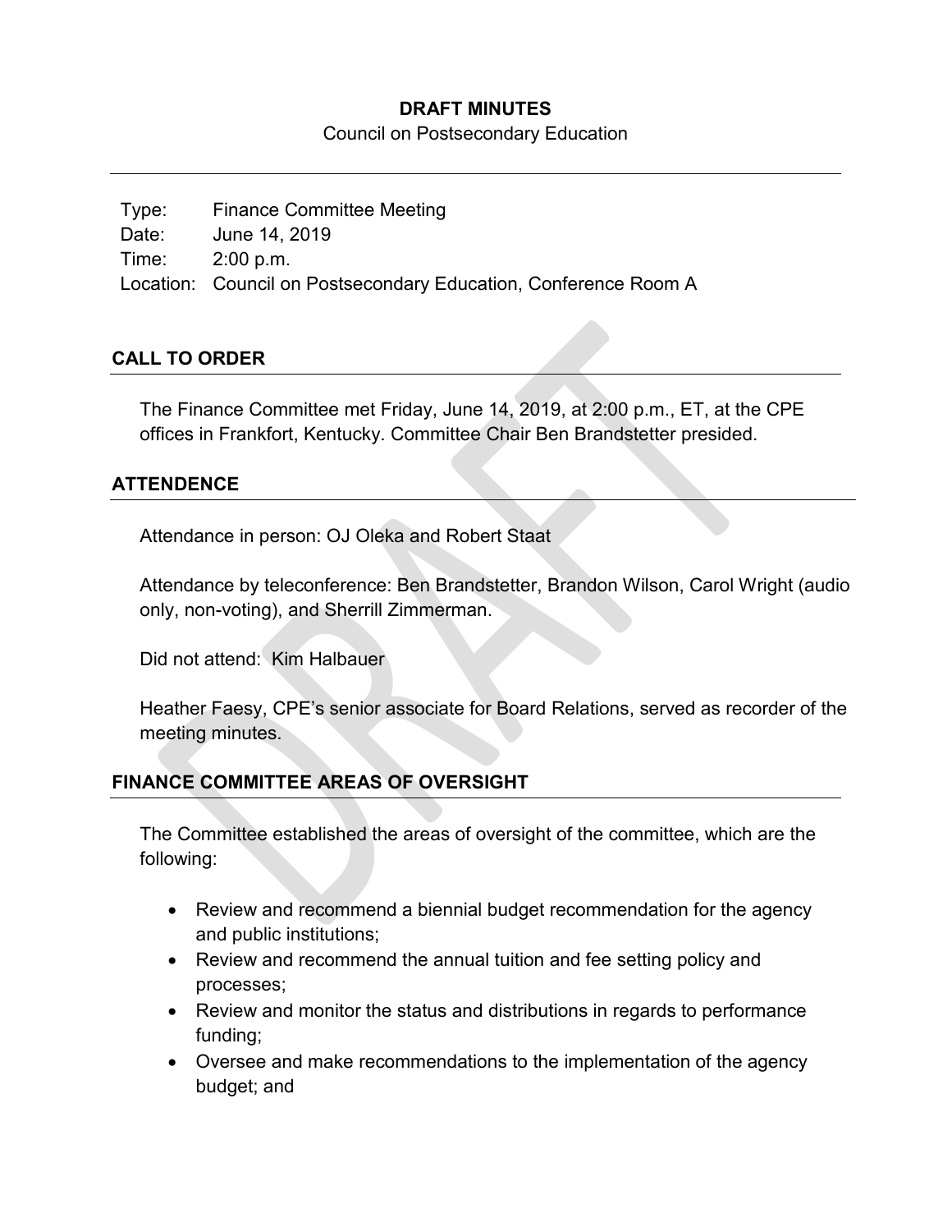**DRAFT MINUTES**

Council on Postsecondary Education

Type: Finance Committee Meeting
Date: June 14, 2019
Time: 2:00 p.m.
Location: Council on Postsecondary Education, Conference Room A

## CALL TO ORDER

The Finance Committee met Friday, June 14, 2019, at 2:00 p.m., ET, at the CPE offices in Frankfort, Kentucky. Committee Chair Ben Brandstetter presided.

## ATTENDENCE

Attendance in person: OJ Oleka and Robert Staat

Attendance by teleconference: Ben Brandstetter, Brandon Wilson, Carol Wright (audio only, non-voting), and Sherrill Zimmerman.

Did not attend: Kim Halbauer

Heather Faesy, CPE's senior associate for Board Relations, served as recorder of the meeting minutes.

## FINANCE COMMITTEE AREAS OF OVERSIGHT

The Committee established the areas of oversight of the committee, which are the following:

- Review and recommend a biennial budget recommendation for the agency and public institutions;
- Review and recommend the annual tuition and fee setting policy and processes;
- Review and monitor the status and distributions in regards to performance funding;
- Oversee and make recommendations to the implementation of the agency budget; and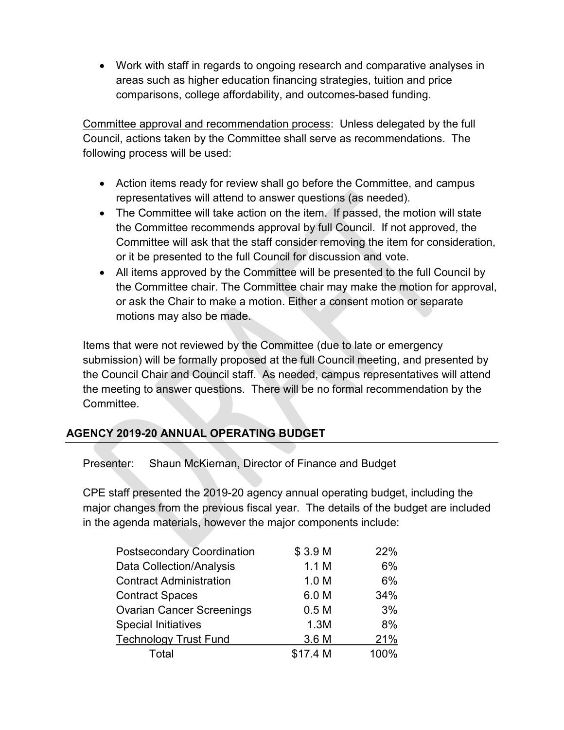- Work with staff in regards to ongoing research and comparative analyses in areas such as higher education financing strategies, tuition and price comparisons, college affordability, and outcomes-based funding.

Committee approval and recommendation process: Unless delegated by the full Council, actions taken by the Committee shall serve as recommendations. The following process will be used:

- Action items ready for review shall go before the Committee, and campus representatives will attend to answer questions (as needed).
- The Committee will take action on the item. If passed, the motion will state the Committee recommends approval by full Council. If not approved, the Committee will ask that the staff consider removing the item for consideration, or it be presented to the full Council for discussion and vote.
- All items approved by the Committee will be presented to the full Council by the Committee chair. The Committee chair may make the motion for approval, or ask the Chair to make a motion. Either a consent motion or separate motions may also be made.

Items that were not reviewed by the Committee (due to late or emergency submission) will be formally proposed at the full Council meeting, and presented by the Council Chair and Council staff. As needed, campus representatives will attend the meeting to answer questions. There will be no formal recommendation by the Committee.

## AGENCY 2019-20 ANNUAL OPERATING BUDGET

Presenter: Shaun McKiernan, Director of Finance and Budget

CPE staff presented the 2019-20 agency annual operating budget, including the major changes from the previous fiscal year. The details of the budget are included in the agenda materials, however the major components include:

| | | |
|---|---|---|
| Postsecondary Coordination | $ 3.9 M | 22% |
| Data Collection/Analysis | 1.1 M | 6% |
| Contract Administration | 1.0 M | 6% |
| Contract Spaces | 6.0 M | 34% |
| Ovarian Cancer Screenings | 0.5 M | 3% |
| Special Initiatives | 1.3M | 8% |
| Technology Trust Fund | 3.6 M | 21% |
| Total | $17.4 M | 100% |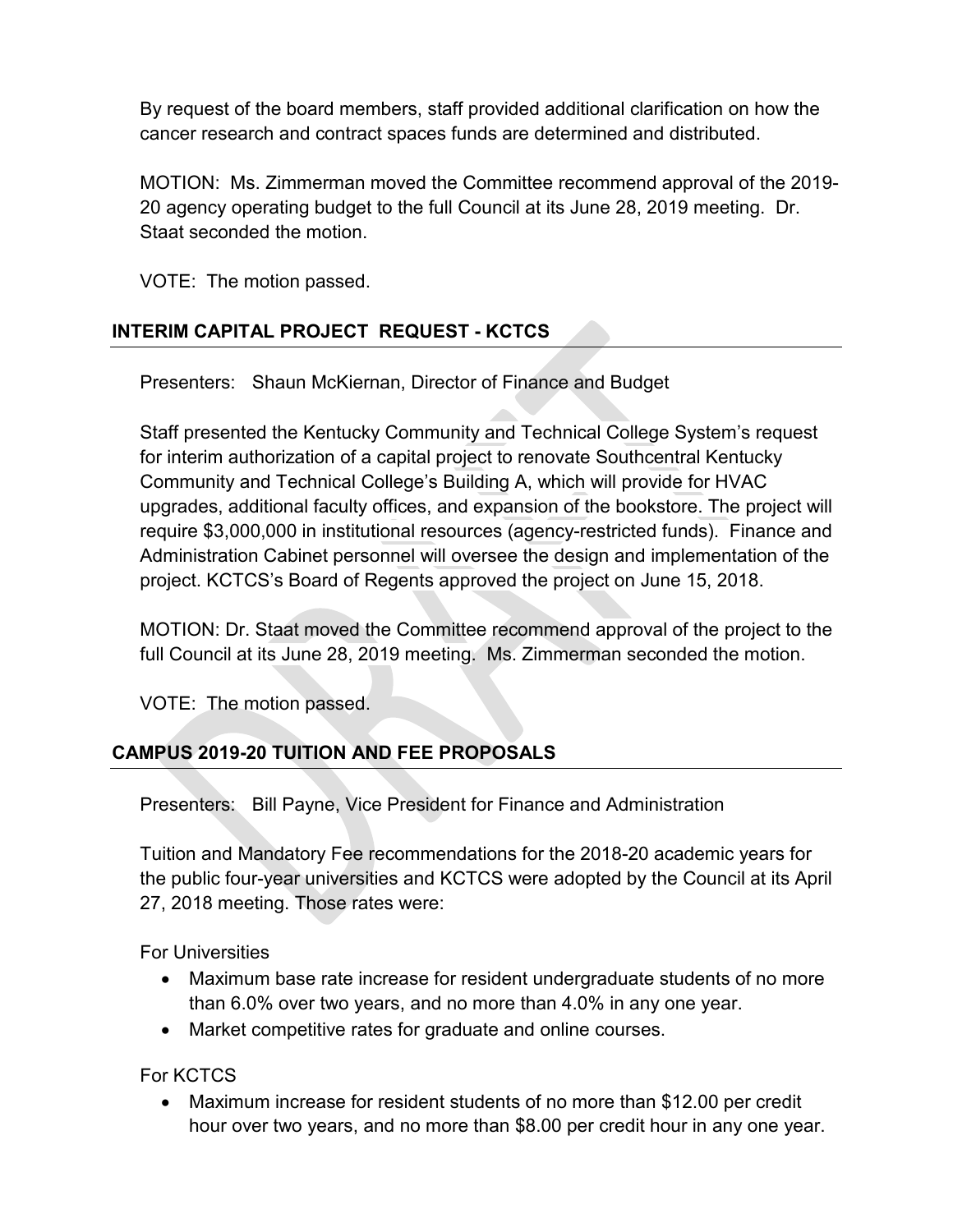By request of the board members, staff provided additional clarification on how the cancer research and contract spaces funds are determined and distributed.

MOTION: Ms. Zimmerman moved the Committee recommend approval of the 2019-20 agency operating budget to the full Council at its June 28, 2019 meeting. Dr. Staat seconded the motion.

VOTE: The motion passed.

## INTERIM CAPITAL PROJECT REQUEST - KCTCS

Presenters: Shaun McKiernan, Director of Finance and Budget

Staff presented the Kentucky Community and Technical College System's request for interim authorization of a capital project to renovate Southcentral Kentucky Community and Technical College's Building A, which will provide for HVAC upgrades, additional faculty offices, and expansion of the bookstore. The project will require $3,000,000 in institutional resources (agency-restricted funds). Finance and Administration Cabinet personnel will oversee the design and implementation of the project. KCTCS's Board of Regents approved the project on June 15, 2018.

MOTION: Dr. Staat moved the Committee recommend approval of the project to the full Council at its June 28, 2019 meeting. Ms. Zimmerman seconded the motion.

VOTE: The motion passed.

## CAMPUS 2019-20 TUITION AND FEE PROPOSALS

Presenters: Bill Payne, Vice President for Finance and Administration

Tuition and Mandatory Fee recommendations for the 2018-20 academic years for the public four-year universities and KCTCS were adopted by the Council at its April 27, 2018 meeting. Those rates were:

For Universities

- Maximum base rate increase for resident undergraduate students of no more than 6.0% over two years, and no more than 4.0% in any one year.
- Market competitive rates for graduate and online courses.

For KCTCS

- Maximum increase for resident students of no more than $12.00 per credit hour over two years, and no more than $8.00 per credit hour in any one year.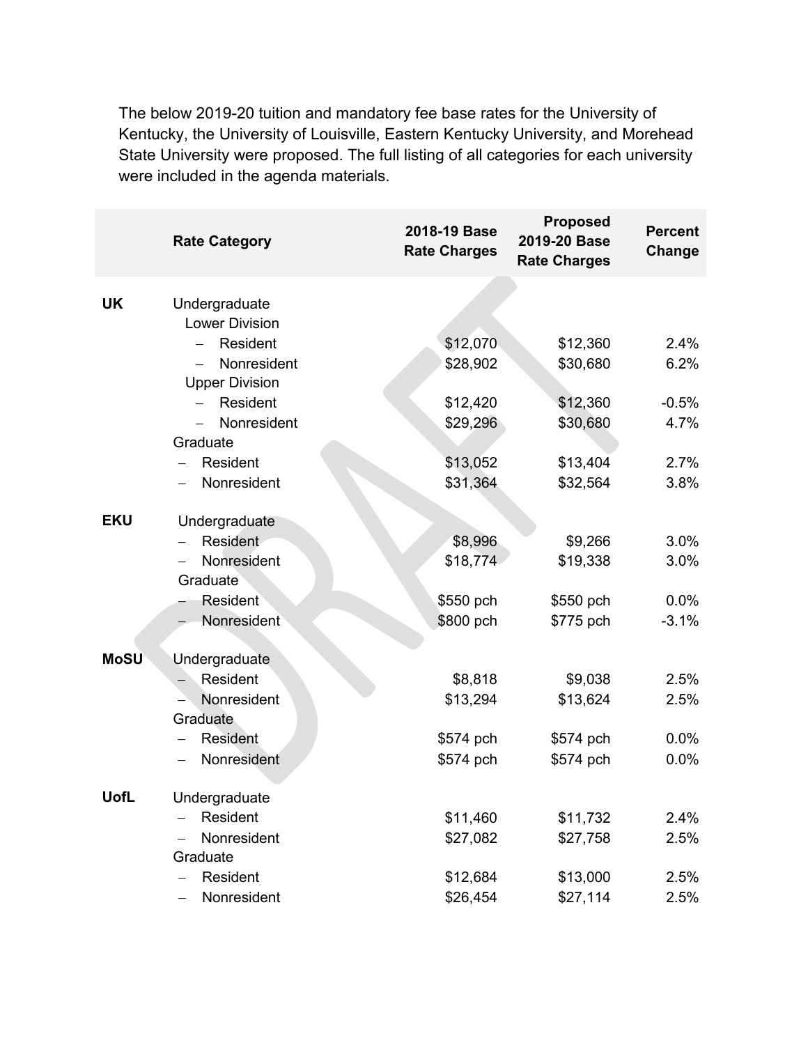The below 2019-20 tuition and mandatory fee base rates for the University of Kentucky, the University of Louisville, Eastern Kentucky University, and Morehead State University were proposed. The full listing of all categories for each university were included in the agenda materials.

| | Rate Category | 2018-19 Base Rate Charges | Proposed 2019-20 Base Rate Charges | Percent Change |
|---|---|---|---|---|
| **UK** | Undergraduate | | | |
| | Lower Division | | | |
| | – Resident | $12,070 | $12,360 | 2.4% |
| | – Nonresident | $28,902 | $30,680 | 6.2% |
| | Upper Division | | | |
| | – Resident | $12,420 | $12,360 | -0.5% |
| | – Nonresident | $29,296 | $30,680 | 4.7% |
| | Graduate | | | |
| | – Resident | $13,052 | $13,404 | 2.7% |
| | – Nonresident | $31,364 | $32,564 | 3.8% |
| **EKU** | Undergraduate | | | |
| | – Resident | $8,996 | $9,266 | 3.0% |
| | – Nonresident | $18,774 | $19,338 | 3.0% |
| | Graduate | | | |
| | – Resident | $550 pch | $550 pch | 0.0% |
| | – Nonresident | $800 pch | $775 pch | -3.1% |
| **MoSU** | Undergraduate | | | |
| | – Resident | $8,818 | $9,038 | 2.5% |
| | – Nonresident | $13,294 | $13,624 | 2.5% |
| | Graduate | | | |
| | – Resident | $574 pch | $574 pch | 0.0% |
| | – Nonresident | $574 pch | $574 pch | 0.0% |
| **UofL** | Undergraduate | | | |
| | – Resident | $11,460 | $11,732 | 2.4% |
| | – Nonresident | $27,082 | $27,758 | 2.5% |
| | Graduate | | | |
| | – Resident | $12,684 | $13,000 | 2.5% |
| | – Nonresident | $26,454 | $27,114 | 2.5% |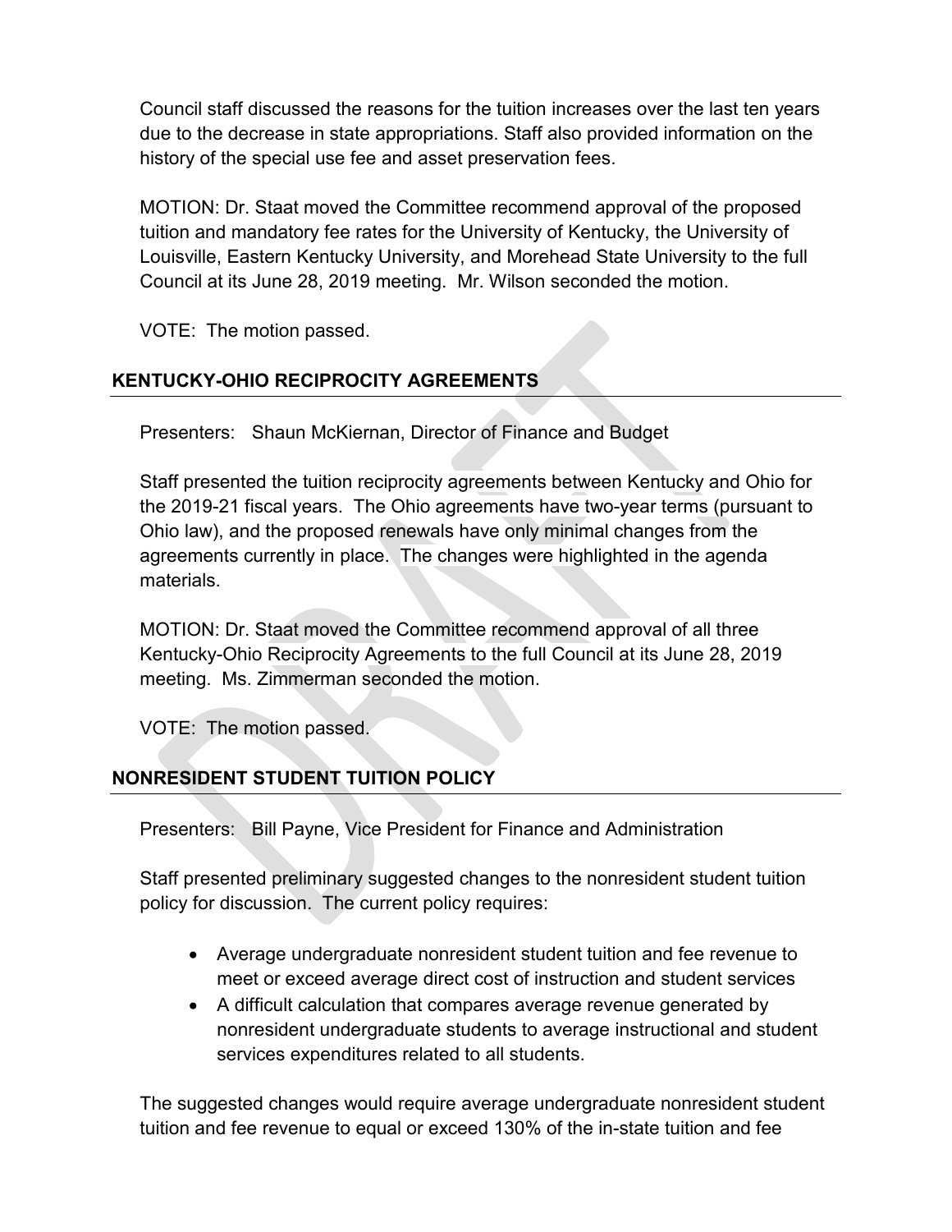Council staff discussed the reasons for the tuition increases over the last ten years due to the decrease in state appropriations. Staff also provided information on the history of the special use fee and asset preservation fees.

MOTION: Dr. Staat moved the Committee recommend approval of the proposed tuition and mandatory fee rates for the University of Kentucky, the University of Louisville, Eastern Kentucky University, and Morehead State University to the full Council at its June 28, 2019 meeting. Mr. Wilson seconded the motion.

VOTE: The motion passed.

## KENTUCKY-OHIO RECIPROCITY AGREEMENTS

Presenters: Shaun McKiernan, Director of Finance and Budget

Staff presented the tuition reciprocity agreements between Kentucky and Ohio for the 2019-21 fiscal years. The Ohio agreements have two-year terms (pursuant to Ohio law), and the proposed renewals have only minimal changes from the agreements currently in place. The changes were highlighted in the agenda materials.

MOTION: Dr. Staat moved the Committee recommend approval of all three Kentucky-Ohio Reciprocity Agreements to the full Council at its June 28, 2019 meeting. Ms. Zimmerman seconded the motion.

VOTE: The motion passed.

## NONRESIDENT STUDENT TUITION POLICY

Presenters: Bill Payne, Vice President for Finance and Administration

Staff presented preliminary suggested changes to the nonresident student tuition policy for discussion. The current policy requires:

- Average undergraduate nonresident student tuition and fee revenue to meet or exceed average direct cost of instruction and student services
- A difficult calculation that compares average revenue generated by nonresident undergraduate students to average instructional and student services expenditures related to all students.

The suggested changes would require average undergraduate nonresident student tuition and fee revenue to equal or exceed 130% of the in-state tuition and fee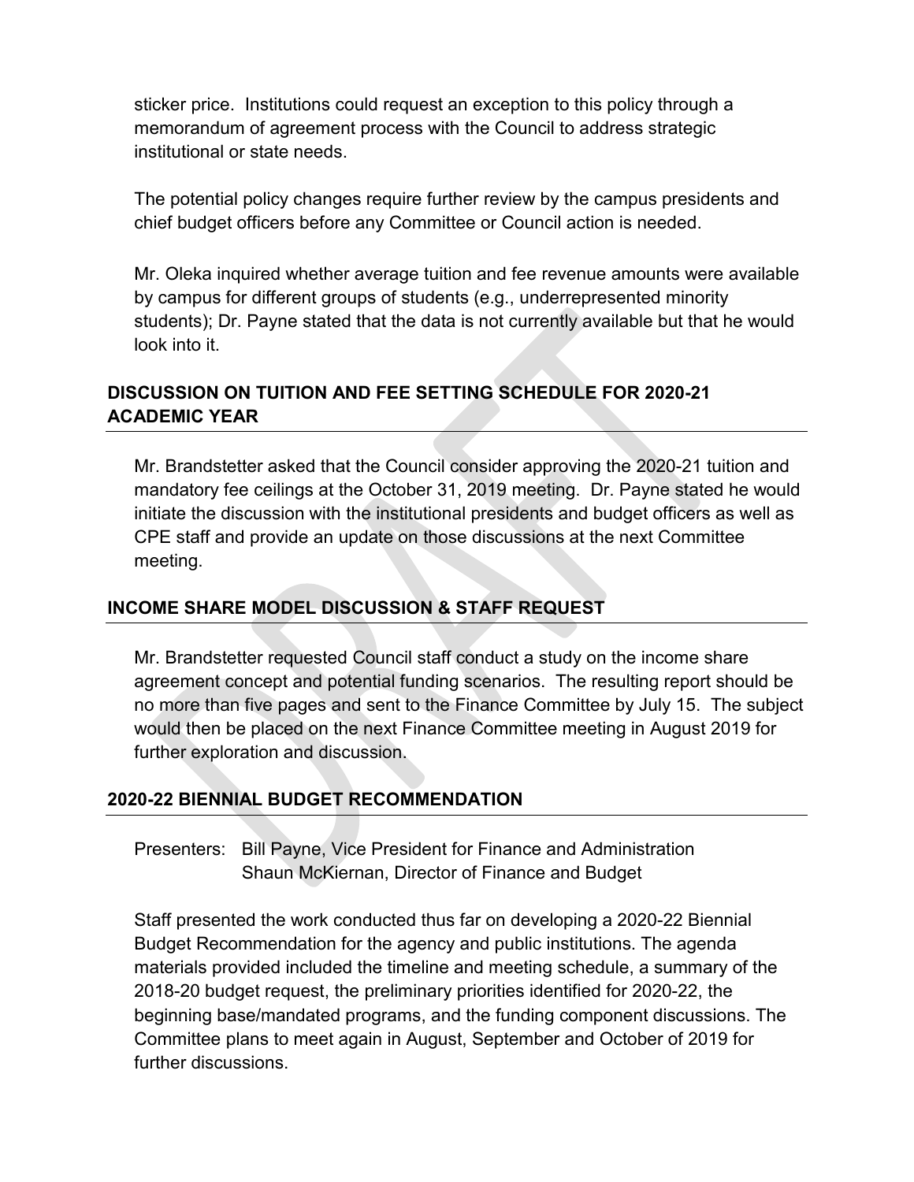sticker price. Institutions could request an exception to this policy through a memorandum of agreement process with the Council to address strategic institutional or state needs.

The potential policy changes require further review by the campus presidents and chief budget officers before any Committee or Council action is needed.

Mr. Oleka inquired whether average tuition and fee revenue amounts were available by campus for different groups of students (e.g., underrepresented minority students); Dr. Payne stated that the data is not currently available but that he would look into it.

## DISCUSSION ON TUITION AND FEE SETTING SCHEDULE FOR 2020-21 ACADEMIC YEAR

Mr. Brandstetter asked that the Council consider approving the 2020-21 tuition and mandatory fee ceilings at the October 31, 2019 meeting. Dr. Payne stated he would initiate the discussion with the institutional presidents and budget officers as well as CPE staff and provide an update on those discussions at the next Committee meeting.

## INCOME SHARE MODEL DISCUSSION & STAFF REQUEST

Mr. Brandstetter requested Council staff conduct a study on the income share agreement concept and potential funding scenarios. The resulting report should be no more than five pages and sent to the Finance Committee by July 15. The subject would then be placed on the next Finance Committee meeting in August 2019 for further exploration and discussion.

## 2020-22 BIENNIAL BUDGET RECOMMENDATION

Presenters: Bill Payne, Vice President for Finance and Administration
Shaun McKiernan, Director of Finance and Budget

Staff presented the work conducted thus far on developing a 2020-22 Biennial Budget Recommendation for the agency and public institutions. The agenda materials provided included the timeline and meeting schedule, a summary of the 2018-20 budget request, the preliminary priorities identified for 2020-22, the beginning base/mandated programs, and the funding component discussions. The Committee plans to meet again in August, September and October of 2019 for further discussions.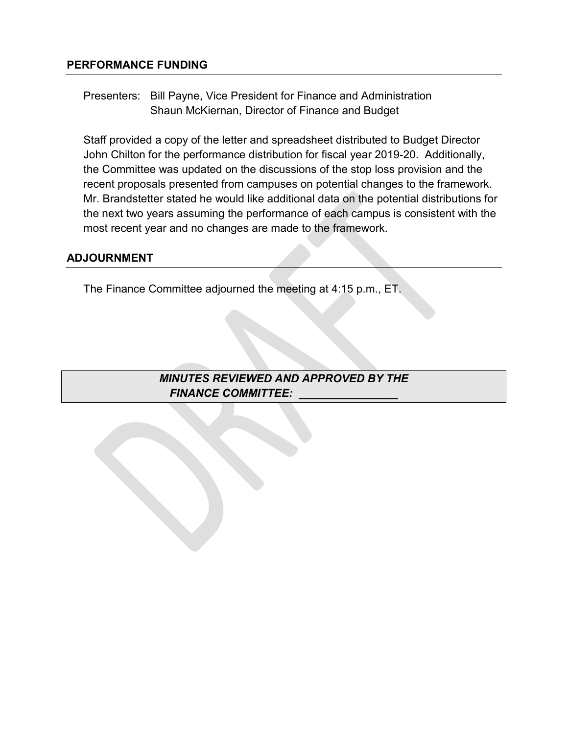## PERFORMANCE FUNDING

Presenters: Bill Payne, Vice President for Finance and Administration
Shaun McKiernan, Director of Finance and Budget

Staff provided a copy of the letter and spreadsheet distributed to Budget Director John Chilton for the performance distribution for fiscal year 2019-20. Additionally, the Committee was updated on the discussions of the stop loss provision and the recent proposals presented from campuses on potential changes to the framework. Mr. Brandstetter stated he would like additional data on the potential distributions for the next two years assuming the performance of each campus is consistent with the most recent year and no changes are made to the framework.

## ADJOURNMENT

The Finance Committee adjourned the meeting at 4:15 p.m., ET.

***MINUTES REVIEWED AND APPROVED BY THE FINANCE COMMITTEE: ________________***